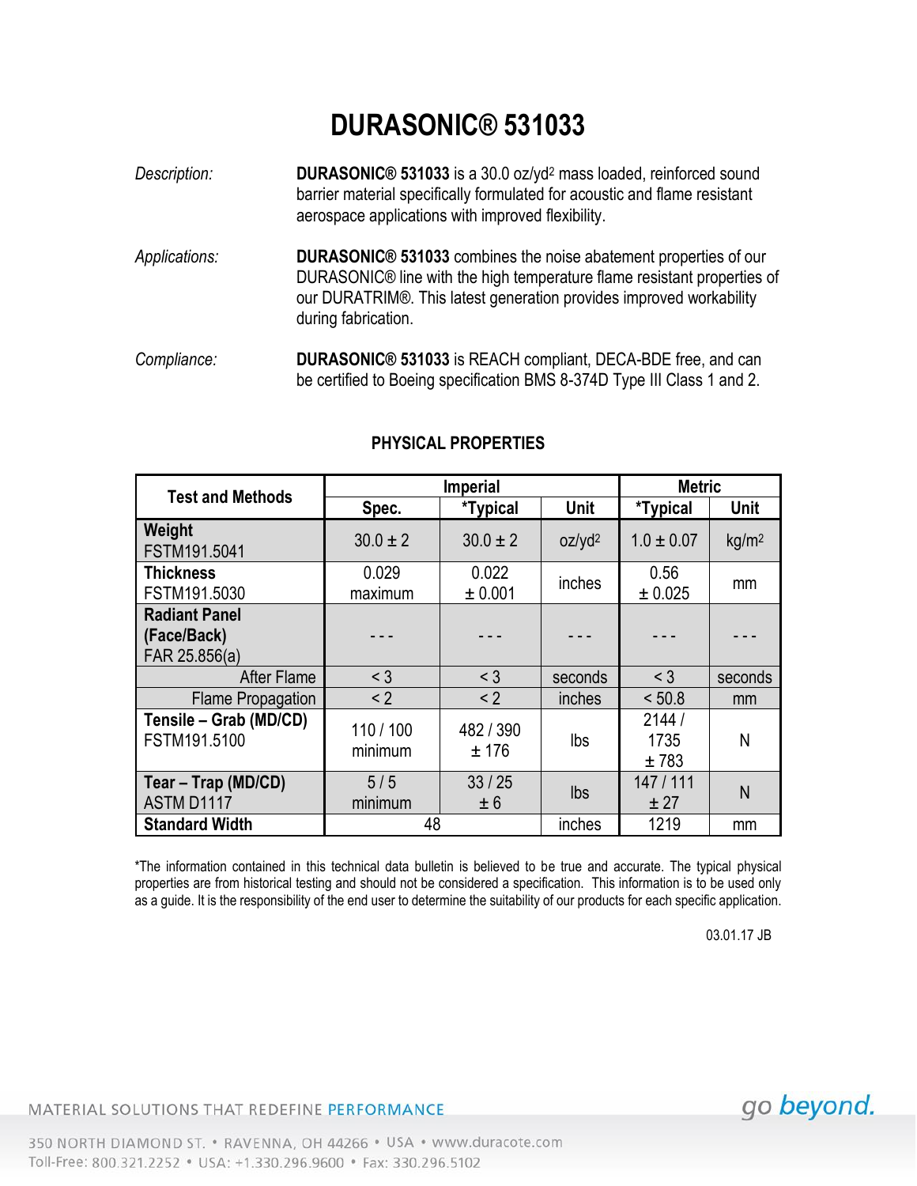# DURASONIC® 531033

*Description:* **DURASONIC® 531033** is a 30.0 oz/yd² mass loaded, reinforced sound barrier material specifically formulated for acoustic and flame resistant aerospace applications with improved flexibility.

*Applications:* **DURASONIC® 531033** combines the noise abatement properties of our DURASONIC® line with the high temperature flame resistant properties of our DURATRIM®. This latest generation provides improved workability during fabrication.

*Compliance:* **DURASONIC® 531033** is REACH compliant, DECA-BDE free, and can be certified to Boeing specification BMS 8-374D Type III Class 1 and 2.

## PHYSICAL PROPERTIES

| Test and Methods | Imperial | | | Metric | |
|---|---|---|---|---|---|
| | Spec. | *Typical | Unit | *Typical | Unit |
| **Weight** FSTM191.5041 | 30.0 ± 2 | 30.0 ± 2 | oz/yd² | 1.0 ± 0.07 | kg/m² |
| **Thickness** FSTM191.5030 | 0.029 maximum | 0.022 ± 0.001 | inches | 0.56 ± 0.025 | mm |
| **Radiant Panel (Face/Back)** FAR 25.856(a) | - - - | - - - | - - - | - - - | - - - |
| After Flame | < 3 | < 3 | seconds | < 3 | seconds |
| Flame Propagation | < 2 | < 2 | inches | < 50.8 | mm |
| **Tensile – Grab (MD/CD)** FSTM191.5100 | 110 / 100 minimum | 482 / 390 ± 176 | lbs | 2144 / 1735 ± 783 | N |
| **Tear – Trap (MD/CD)** ASTM D1117 | 5 / 5 minimum | 33 / 25 ± 6 | lbs | 147 / 111 ± 27 | N |
| **Standard Width** | 48 | | inches | 1219 | mm |

*The information contained in this technical data bulletin is believed to be true and accurate. The typical physical properties are from historical testing and should not be considered a specification. This information is to be used only as a guide. It is the responsibility of the end user to determine the suitability of our products for each specific application.

03.01.17 JB

MATERIAL SOLUTIONS THAT REDEFINE PERFORMANCE

go beyond.

350 NORTH DIAMOND ST. • RAVENNA, OH 44266 • USA • www.duracote.com
Toll-Free: 800.321.2252 • USA: +1.330.296.9600 • Fax: 330.296.5102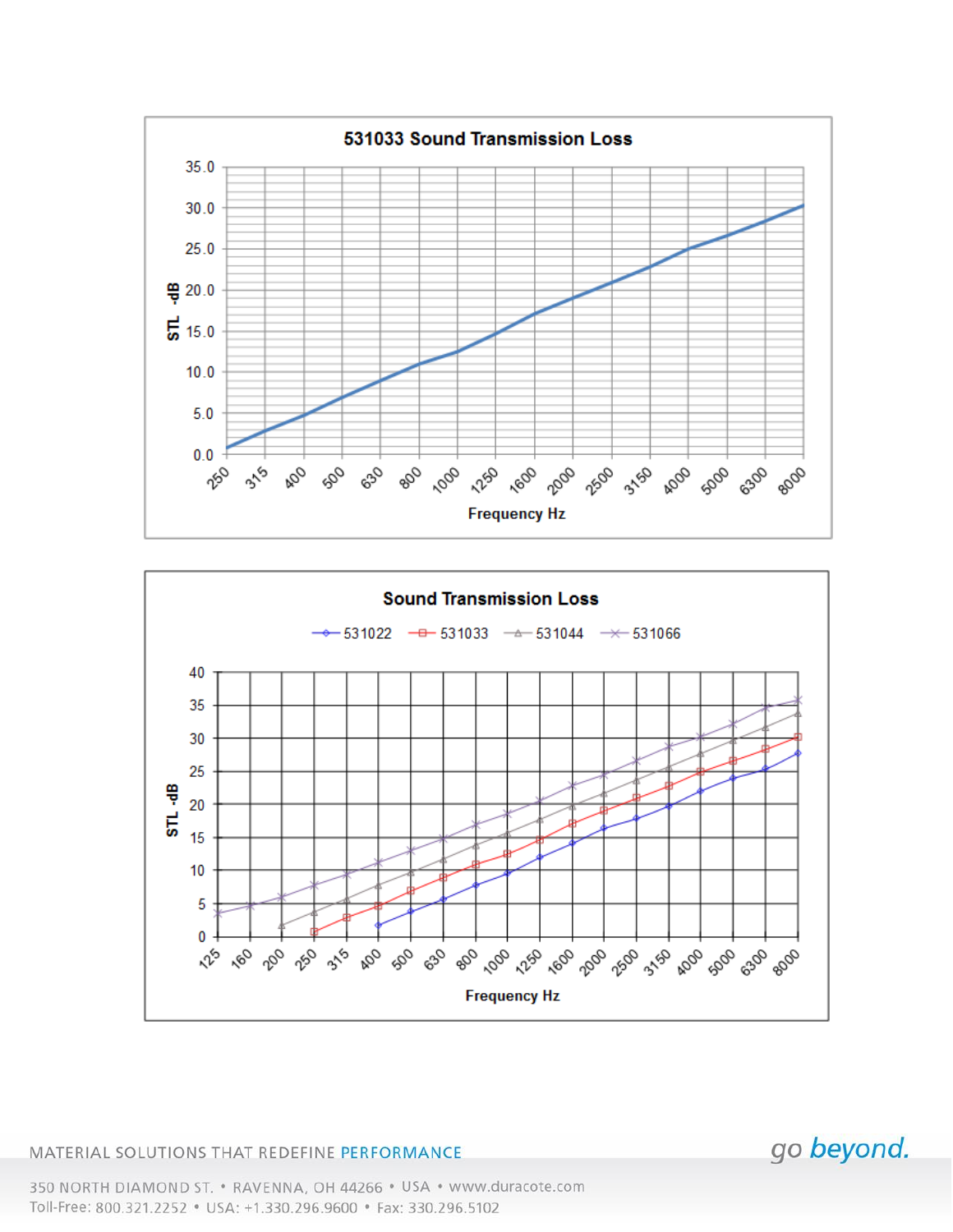531033 Sound Transmission Loss

STL -dB

35.0
30.0
25.0
20.0
15.0
10.0
5.0
0.0

250 315 400 500 630 800 1000 1250 1600 2000 2500 3150 4000 5000 6300 8000

Frequency Hz

Sound Transmission Loss

531022 531033 531044 531066

STL -dB

40
35
30
25
20
15
10
5
0

125 160 200 250 315 400 500 630 800 1000 1250 1600 2000 2500 3150 4000 5000 6300 8000

Frequency Hz

MATERIAL SOLUTIONS THAT REDEFINE PERFORMANCE

go beyond.

350 NORTH DIAMOND ST. • RAVENNA, OH 44266 • USA • www.duracote.com
Toll-Free: 800.321.2252 • USA: +1.330.296.9600 • Fax: 330.296.5102